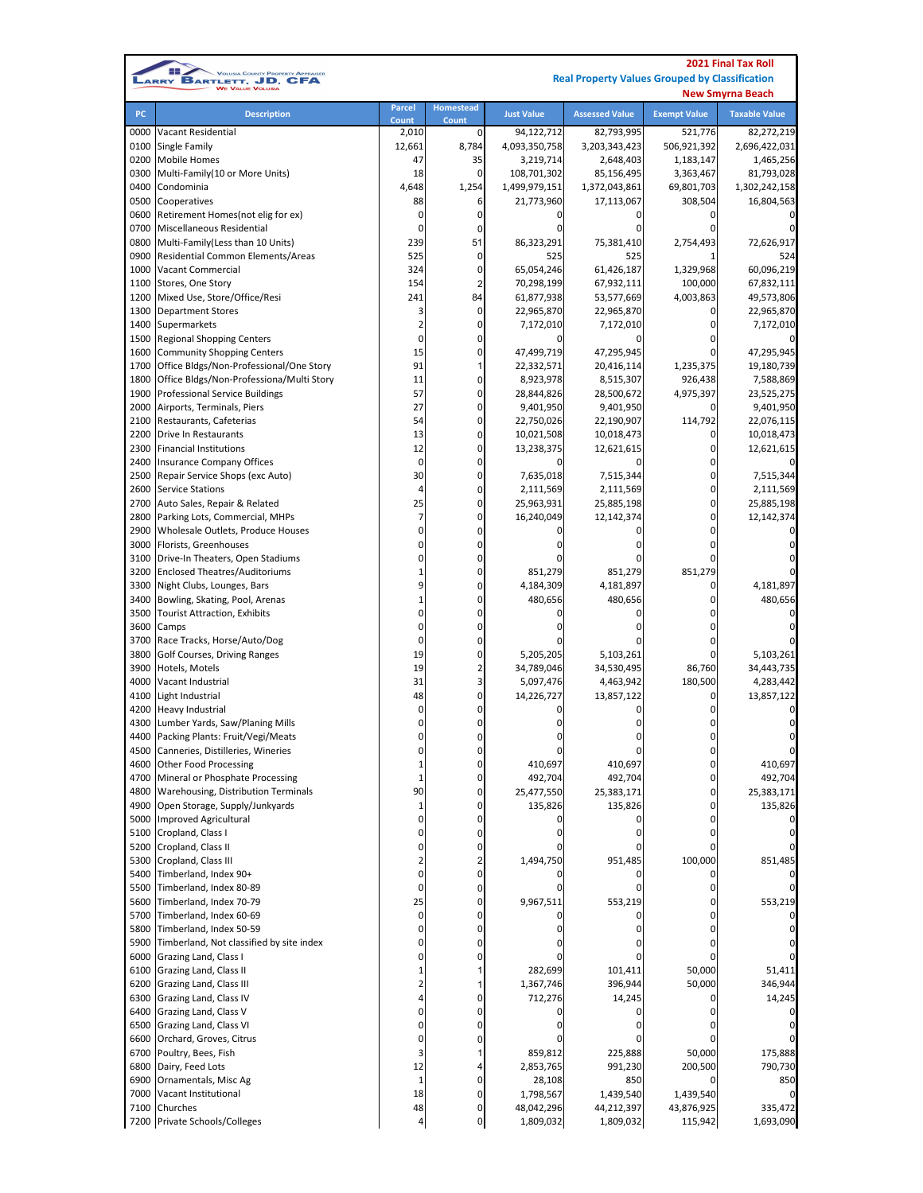Larry Bartlett, JD, CFA — Volusia County Property Appraiser — We Value Volusia

**2021 Final Tax Roll**
**Real Property Values Grouped by Classification**
**New Smyrna Beach**

| PC | Description | Parcel Count | Homestead Count | Just Value | Assessed Value | Exempt Value | Taxable Value |
|---|---|---|---|---|---|---|---|
| 0000 | Vacant Residential | 2,010 | 0 | 94,122,712 | 82,793,995 | 521,776 | 82,272,219 |
| 0100 | Single Family | 12,661 | 8,784 | 4,093,350,758 | 3,203,343,423 | 506,921,392 | 2,696,422,031 |
| 0200 | Mobile Homes | 47 | 35 | 3,219,714 | 2,648,403 | 1,183,147 | 1,465,256 |
| 0300 | Multi-Family(10 or More Units) | 18 | 0 | 108,701,302 | 85,156,495 | 3,363,467 | 81,793,028 |
| 0400 | Condominia | 4,648 | 1,254 | 1,499,979,151 | 1,372,043,861 | 69,801,703 | 1,302,242,158 |
| 0500 | Cooperatives | 88 | 6 | 21,773,960 | 17,113,067 | 308,504 | 16,804,563 |
| 0600 | Retirement Homes(not elig for ex) | 0 | 0 | 0 | 0 | 0 | 0 |
| 0700 | Miscellaneous Residential | 0 | 0 | 0 | 0 | 0 | 0 |
| 0800 | Multi-Family(Less than 10 Units) | 239 | 51 | 86,323,291 | 75,381,410 | 2,754,493 | 72,626,917 |
| 0900 | Residential Common Elements/Areas | 525 | 0 | 525 | 525 | 1 | 524 |
| 1000 | Vacant Commercial | 324 | 0 | 65,054,246 | 61,426,187 | 1,329,968 | 60,096,219 |
| 1100 | Stores, One Story | 154 | 2 | 70,298,199 | 67,932,111 | 100,000 | 67,832,111 |
| 1200 | Mixed Use, Store/Office/Resi | 241 | 84 | 61,877,938 | 53,577,669 | 4,003,863 | 49,573,806 |
| 1300 | Department Stores | 3 | 0 | 22,965,870 | 22,965,870 | 0 | 22,965,870 |
| 1400 | Supermarkets | 2 | 0 | 7,172,010 | 7,172,010 | 0 | 7,172,010 |
| 1500 | Regional Shopping Centers | 0 | 0 | 0 | 0 | 0 | 0 |
| 1600 | Community Shopping Centers | 15 | 0 | 47,499,719 | 47,295,945 | 0 | 47,295,945 |
| 1700 | Office Bldgs/Non-Professional/One Story | 91 | 1 | 22,332,571 | 20,416,114 | 1,235,375 | 19,180,739 |
| 1800 | Office Bldgs/Non-Professiona/Multi Story | 11 | 0 | 8,923,978 | 8,515,307 | 926,438 | 7,588,869 |
| 1900 | Professional Service Buildings | 57 | 0 | 28,844,826 | 28,500,672 | 4,975,397 | 23,525,275 |
| 2000 | Airports, Terminals, Piers | 27 | 0 | 9,401,950 | 9,401,950 | 0 | 9,401,950 |
| 2100 | Restaurants, Cafeterias | 54 | 0 | 22,750,026 | 22,190,907 | 114,792 | 22,076,115 |
| 2200 | Drive In Restaurants | 13 | 0 | 10,021,508 | 10,018,473 | 0 | 10,018,473 |
| 2300 | Financial Institutions | 12 | 0 | 13,238,375 | 12,621,615 | 0 | 12,621,615 |
| 2400 | Insurance Company Offices | 0 | 0 | 0 | 0 | 0 | 0 |
| 2500 | Repair Service Shops (exc Auto) | 30 | 0 | 7,635,018 | 7,515,344 | 0 | 7,515,344 |
| 2600 | Service Stations | 4 | 0 | 2,111,569 | 2,111,569 | 0 | 2,111,569 |
| 2700 | Auto Sales, Repair & Related | 25 | 0 | 25,963,931 | 25,885,198 | 0 | 25,885,198 |
| 2800 | Parking Lots, Commercial, MHPs | 7 | 0 | 16,240,049 | 12,142,374 | 0 | 12,142,374 |
| 2900 | Wholesale Outlets, Produce Houses | 0 | 0 | 0 | 0 | 0 | 0 |
| 3000 | Florists, Greenhouses | 0 | 0 | 0 | 0 | 0 | 0 |
| 3100 | Drive-In Theaters, Open Stadiums | 0 | 0 | 0 | 0 | 0 | 0 |
| 3200 | Enclosed Theatres/Auditoriums | 1 | 0 | 851,279 | 851,279 | 851,279 | 0 |
| 3300 | Night Clubs, Lounges, Bars | 9 | 0 | 4,184,309 | 4,181,897 | 0 | 4,181,897 |
| 3400 | Bowling, Skating, Pool, Arenas | 1 | 0 | 480,656 | 480,656 | 0 | 480,656 |
| 3500 | Tourist Attraction, Exhibits | 0 | 0 | 0 | 0 | 0 | 0 |
| 3600 | Camps | 0 | 0 | 0 | 0 | 0 | 0 |
| 3700 | Race Tracks, Horse/Auto/Dog | 0 | 0 | 0 | 0 | 0 | 0 |
| 3800 | Golf Courses, Driving Ranges | 19 | 0 | 5,205,205 | 5,103,261 | 0 | 5,103,261 |
| 3900 | Hotels, Motels | 19 | 2 | 34,789,046 | 34,530,495 | 86,760 | 34,443,735 |
| 4000 | Vacant Industrial | 31 | 3 | 5,097,476 | 4,463,942 | 180,500 | 4,283,442 |
| 4100 | Light Industrial | 48 | 0 | 14,226,727 | 13,857,122 | 0 | 13,857,122 |
| 4200 | Heavy Industrial | 0 | 0 | 0 | 0 | 0 | 0 |
| 4300 | Lumber Yards, Saw/Planing Mills | 0 | 0 | 0 | 0 | 0 | 0 |
| 4400 | Packing Plants: Fruit/Vegi/Meats | 0 | 0 | 0 | 0 | 0 | 0 |
| 4500 | Canneries, Distilleries, Wineries | 0 | 0 | 0 | 0 | 0 | 0 |
| 4600 | Other Food Processing | 1 | 0 | 410,697 | 410,697 | 0 | 410,697 |
| 4700 | Mineral or Phosphate Processing | 1 | 0 | 492,704 | 492,704 | 0 | 492,704 |
| 4800 | Warehousing, Distribution Terminals | 90 | 0 | 25,477,550 | 25,383,171 | 0 | 25,383,171 |
| 4900 | Open Storage, Supply/Junkyards | 1 | 0 | 135,826 | 135,826 | 0 | 135,826 |
| 5000 | Improved Agricultural | 0 | 0 | 0 | 0 | 0 | 0 |
| 5100 | Cropland, Class I | 0 | 0 | 0 | 0 | 0 | 0 |
| 5200 | Cropland, Class II | 0 | 0 | 0 | 0 | 0 | 0 |
| 5300 | Cropland, Class III | 2 | 2 | 1,494,750 | 951,485 | 100,000 | 851,485 |
| 5400 | Timberland, Index 90+ | 0 | 0 | 0 | 0 | 0 | 0 |
| 5500 | Timberland, Index 80-89 | 0 | 0 | 0 | 0 | 0 | 0 |
| 5600 | Timberland, Index 70-79 | 25 | 0 | 9,967,511 | 553,219 | 0 | 553,219 |
| 5700 | Timberland, Index 60-69 | 0 | 0 | 0 | 0 | 0 | 0 |
| 5800 | Timberland, Index 50-59 | 0 | 0 | 0 | 0 | 0 | 0 |
| 5900 | Timberland, Not classified by site index | 0 | 0 | 0 | 0 | 0 | 0 |
| 6000 | Grazing Land, Class I | 0 | 0 | 0 | 0 | 0 | 0 |
| 6100 | Grazing Land, Class II | 1 | 1 | 282,699 | 101,411 | 50,000 | 51,411 |
| 6200 | Grazing Land, Class III | 2 | 1 | 1,367,746 | 396,944 | 50,000 | 346,944 |
| 6300 | Grazing Land, Class IV | 4 | 0 | 712,276 | 14,245 | 0 | 14,245 |
| 6400 | Grazing Land, Class V | 0 | 0 | 0 | 0 | 0 | 0 |
| 6500 | Grazing Land, Class VI | 0 | 0 | 0 | 0 | 0 | 0 |
| 6600 | Orchard, Groves, Citrus | 0 | 0 | 0 | 0 | 0 | 0 |
| 6700 | Poultry, Bees, Fish | 3 | 1 | 859,812 | 225,888 | 50,000 | 175,888 |
| 6800 | Dairy, Feed Lots | 12 | 4 | 2,853,765 | 991,230 | 200,500 | 790,730 |
| 6900 | Ornamentals, Misc Ag | 1 | 0 | 28,108 | 850 | 0 | 850 |
| 7000 | Vacant Institutional | 18 | 0 | 1,798,567 | 1,439,540 | 1,439,540 | 0 |
| 7100 | Churches | 48 | 0 | 48,042,296 | 44,212,397 | 43,876,925 | 335,472 |
| 7200 | Private Schools/Colleges | 4 | 0 | 1,809,032 | 1,809,032 | 115,942 | 1,693,090 |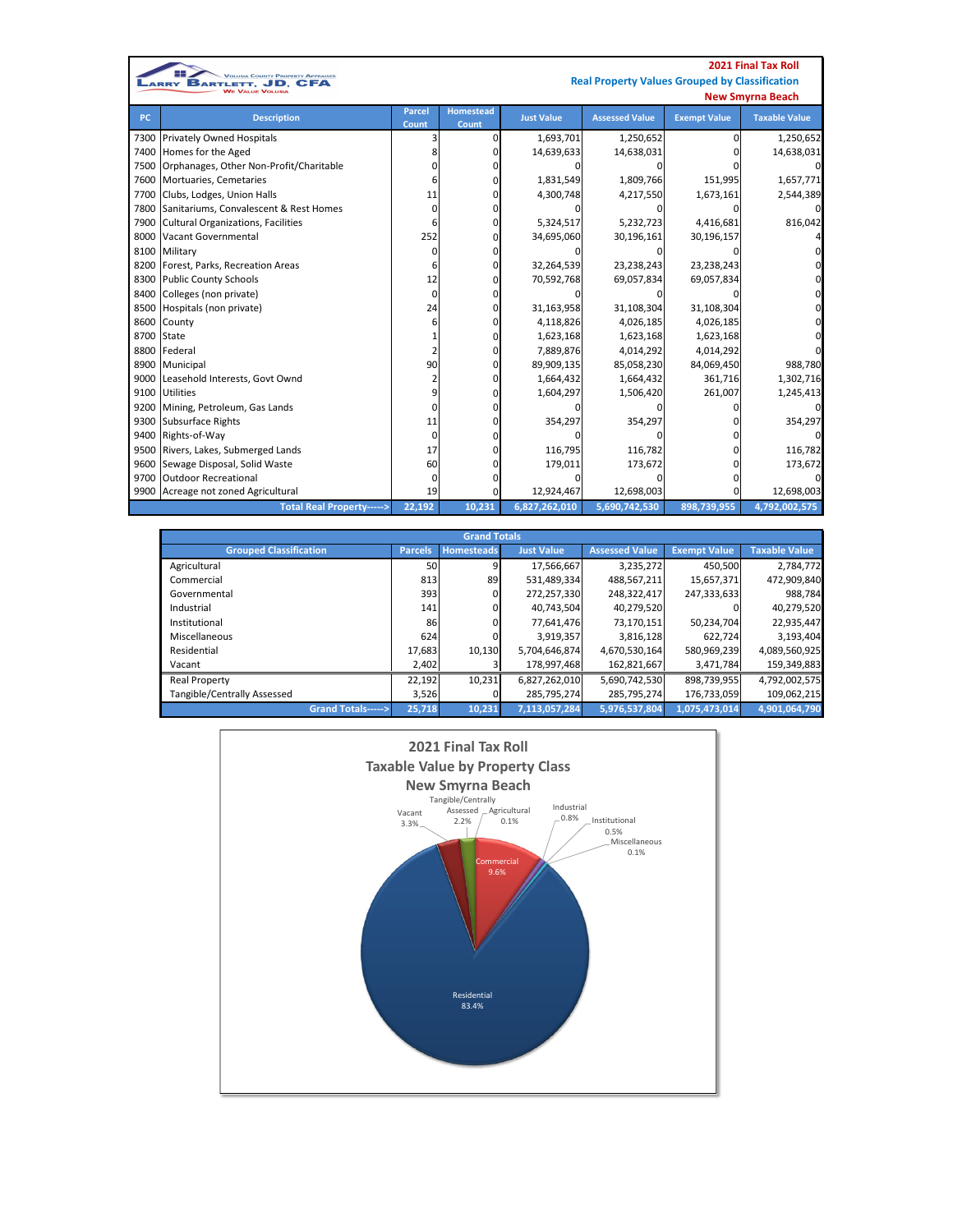Larry Bartlett, JD, CFA
Volusia County Property Appraiser
We Value Volusia

**2021 Final Tax Roll**
**Real Property Values Grouped by Classification**
**New Smyrna Beach**

| PC | Description | Parcel Count | Homestead Count | Just Value | Assessed Value | Exempt Value | Taxable Value |
|---|---|---|---|---|---|---|---|
| 7300 | Privately Owned Hospitals | 3 | 0 | 1,693,701 | 1,250,652 | 0 | 1,250,652 |
| 7400 | Homes for the Aged | 8 | 0 | 14,639,633 | 14,638,031 | 0 | 14,638,031 |
| 7500 | Orphanages, Other Non-Profit/Charitable | 0 | 0 | 0 | 0 | 0 | 0 |
| 7600 | Mortuaries, Cemetaries | 6 | 0 | 1,831,549 | 1,809,766 | 151,995 | 1,657,771 |
| 7700 | Clubs, Lodges, Union Halls | 11 | 0 | 4,300,748 | 4,217,550 | 1,673,161 | 2,544,389 |
| 7800 | Sanitariums, Convalescent & Rest Homes | 0 | 0 | 0 | 0 | 0 | 0 |
| 7900 | Cultural Organizations, Facilities | 6 | 0 | 5,324,517 | 5,232,723 | 4,416,681 | 816,042 |
| 8000 | Vacant Governmental | 252 | 0 | 34,695,060 | 30,196,161 | 30,196,157 | 4 |
| 8100 | Military | 0 | 0 | 0 | 0 | 0 | 0 |
| 8200 | Forest, Parks, Recreation Areas | 6 | 0 | 32,264,539 | 23,238,243 | 23,238,243 | 0 |
| 8300 | Public County Schools | 12 | 0 | 70,592,768 | 69,057,834 | 69,057,834 | 0 |
| 8400 | Colleges (non private) | 0 | 0 | 0 | 0 | 0 | 0 |
| 8500 | Hospitals (non private) | 24 | 0 | 31,163,958 | 31,108,304 | 31,108,304 | 0 |
| 8600 | County | 6 | 0 | 4,118,826 | 4,026,185 | 4,026,185 | 0 |
| 8700 | State | 1 | 0 | 1,623,168 | 1,623,168 | 1,623,168 | 0 |
| 8800 | Federal | 2 | 0 | 7,889,876 | 4,014,292 | 4,014,292 | 0 |
| 8900 | Municipal | 90 | 0 | 89,909,135 | 85,058,230 | 84,069,450 | 988,780 |
| 9000 | Leasehold Interests, Govt Ownd | 2 | 0 | 1,664,432 | 1,664,432 | 361,716 | 1,302,716 |
| 9100 | Utilities | 9 | 0 | 1,604,297 | 1,506,420 | 261,007 | 1,245,413 |
| 9200 | Mining, Petroleum, Gas Lands | 0 | 0 | 0 | 0 | 0 | 0 |
| 9300 | Subsurface Rights | 11 | 0 | 354,297 | 354,297 | 0 | 354,297 |
| 9400 | Rights-of-Way | 0 | 0 | 0 | 0 | 0 | 0 |
| 9500 | Rivers, Lakes, Submerged Lands | 17 | 0 | 116,795 | 116,782 | 0 | 116,782 |
| 9600 | Sewage Disposal, Solid Waste | 60 | 0 | 179,011 | 173,672 | 0 | 173,672 |
| 9700 | Outdoor Recreational | 0 | 0 | 0 | 0 | 0 | 0 |
| 9900 | Acreage not zoned Agricultural | 19 | 0 | 12,924,467 | 12,698,003 | 0 | 12,698,003 |
| | Total Real Property-----> | 22,192 | 10,231 | 6,827,262,010 | 5,690,742,530 | 898,739,955 | 4,792,002,575 |

**Grand Totals**

| Grouped Classification | Parcels | Homesteads | Just Value | Assessed Value | Exempt Value | Taxable Value |
|---|---|---|---|---|---|---|
| Agricultural | 50 | 9 | 17,566,667 | 3,235,272 | 450,500 | 2,784,772 |
| Commercial | 813 | 89 | 531,489,334 | 488,567,211 | 15,657,371 | 472,909,840 |
| Governmental | 393 | 0 | 272,257,330 | 248,322,417 | 247,333,633 | 988,784 |
| Industrial | 141 | 0 | 40,743,504 | 40,279,520 | 0 | 40,279,520 |
| Institutional | 86 | 0 | 77,641,476 | 73,170,151 | 50,234,704 | 22,935,447 |
| Miscellaneous | 624 | 0 | 3,919,357 | 3,816,128 | 622,724 | 3,193,404 |
| Residential | 17,683 | 10,130 | 5,704,646,874 | 4,670,530,164 | 580,969,239 | 4,089,560,925 |
| Vacant | 2,402 | 3 | 178,997,468 | 162,821,667 | 3,471,784 | 159,349,883 |
| Real Property | 22,192 | 10,231 | 6,827,262,010 | 5,690,742,530 | 898,739,955 | 4,792,002,575 |
| Tangible/Centrally Assessed | 3,526 | 0 | 285,795,274 | 285,795,274 | 176,733,059 | 109,062,215 |
| Grand Totals-----> | 25,718 | 10,231 | 7,113,057,284 | 5,976,537,804 | 1,075,473,014 | 4,901,064,790 |

**2021 Final Tax Roll**
**Taxable Value by Property Class**
**New Smyrna Beach**

Vacant 3.3%
Tangible/Centrally Assessed 2.2%
Agricultural 0.1%
Industrial 0.8%
Institutional 0.5%
Miscellaneous 0.1%
Commercial 9.6%
Residential 83.4%